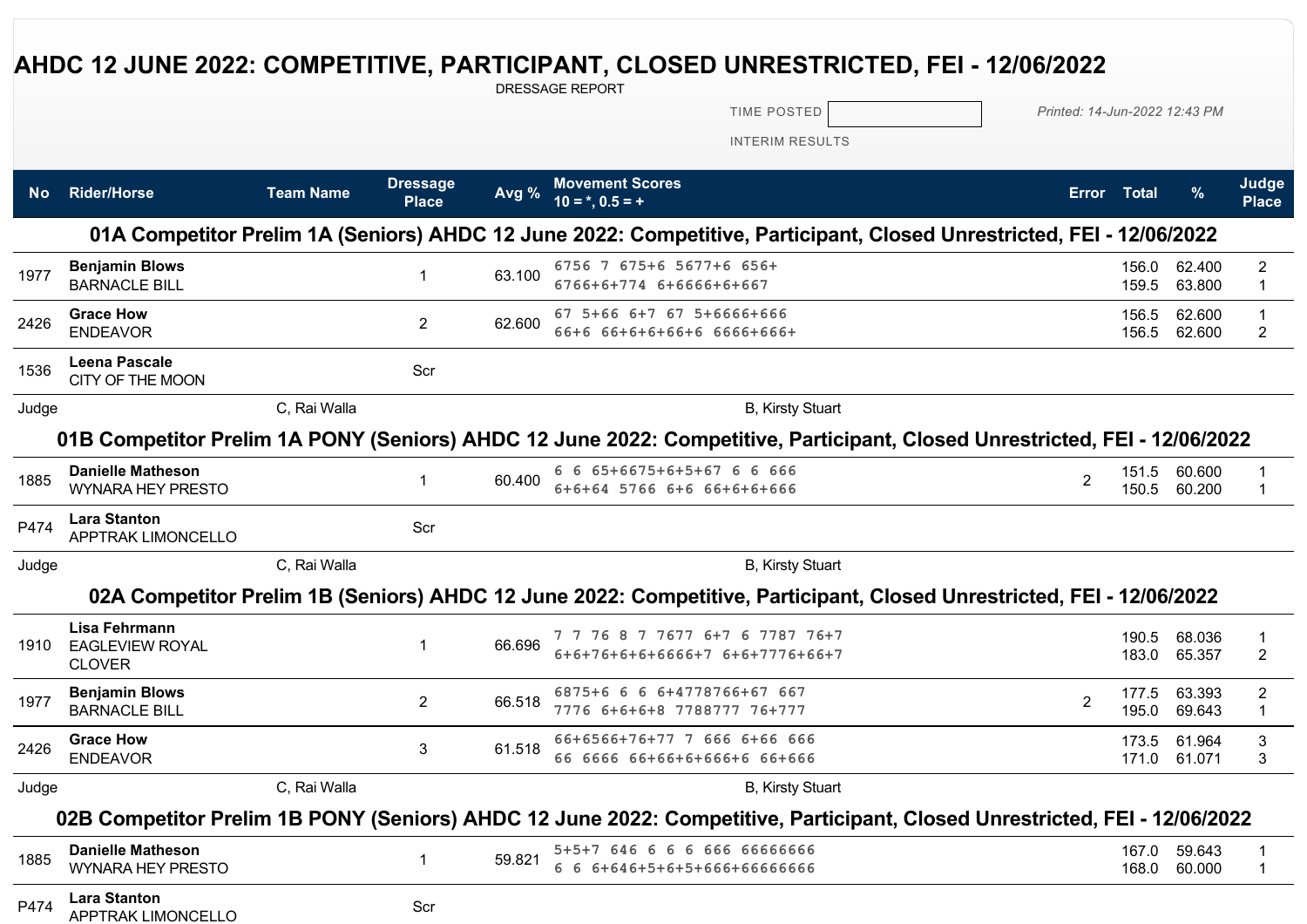# AHDC 12 JUNE 2022: COMPETITIVE, PARTICIPANT, CLOSED UNRESTRICTED, FEI - 12/06/2022

DRESSAGE REPORT

TIME POSTED

*Printed: 14-Jun-2022 12:43 PM*

INTERIM RESULTS

| No | Rider/Horse | Team Name | Dressage Place | Avg % | Movement Scores 10 = *, 0.5 = + | Error | Total | % | Judge Place |
|---|---|---|---|---|---|---|---|---|---|
| **01A Competitor Prelim 1A (Seniors) AHDC 12 June 2022: Competitive, Participant, Closed Unrestricted, FEI - 12/06/2022** | | | | | | | | | |
| 1977 | **Benjamin Blows** BARNACLE BILL | | 1 | 63.100 | 6756 7 675+6 5677+6 656+ 6766+6+774 6+6666+6+667 | | 156.0 159.5 | 62.400 63.800 | 2 1 |
| 2426 | **Grace How** ENDEAVOR | | 2 | 62.600 | 67 5+66 6+7 67 5+6666+666 66+6 66+6+6+66+6 6666+666+ | | 156.5 156.5 | 62.600 62.600 | 1 2 |
| 1536 | **Leena Pascale** CITY OF THE MOON | | Scr | | | | | | |
| Judge | | C, Rai Walla | | | B, Kirsty Stuart | | | | |
| **01B Competitor Prelim 1A PONY (Seniors) AHDC 12 June 2022: Competitive, Participant, Closed Unrestricted, FEI - 12/06/2022** | | | | | | | | | |
| 1885 | **Danielle Matheson** WYNARA HEY PRESTO | | 1 | 60.400 | 6 6 65+6675+6+5+67 6 6 666 6+6+64 5766 6+6 66+6+6+666 | 2 | 151.5 150.5 | 60.600 60.200 | 1 1 |
| P474 | **Lara Stanton** APPTRAK LIMONCELLO | | Scr | | | | | | |
| Judge | | C, Rai Walla | | | B, Kirsty Stuart | | | | |
| **02A Competitor Prelim 1B (Seniors) AHDC 12 June 2022: Competitive, Participant, Closed Unrestricted, FEI - 12/06/2022** | | | | | | | | | |
| 1910 | **Lisa Fehrmann** EAGLEVIEW ROYAL CLOVER | | 1 | 66.696 | 7 7 76 8 7 7677 6+7 6 7787 76+7 6+6+76+6+6+6666+7 6+6+7776+66+7 | | 190.5 183.0 | 68.036 65.357 | 1 2 |
| 1977 | **Benjamin Blows** BARNACLE BILL | | 2 | 66.518 | 6875+6 6 6 6+4778766+67 667 7776 6+6+6+8 7788777 76+777 | 2 | 177.5 195.0 | 63.393 69.643 | 2 1 |
| 2426 | **Grace How** ENDEAVOR | | 3 | 61.518 | 66+6566+76+77 7 666 6+66 666 66 6666 66+66+6+666+6 66+666 | | 173.5 171.0 | 61.964 61.071 | 3 3 |
| Judge | | C, Rai Walla | | | B, Kirsty Stuart | | | | |
| **02B Competitor Prelim 1B PONY (Seniors) AHDC 12 June 2022: Competitive, Participant, Closed Unrestricted, FEI - 12/06/2022** | | | | | | | | | |
| 1885 | **Danielle Matheson** WYNARA HEY PRESTO | | 1 | 59.821 | 5+5+7 646 6 6 6 666 66666666 6 6 6+646+5+6+5+666+66666666 | | 167.0 168.0 | 59.643 60.000 | 1 1 |
| P474 | **Lara Stanton** APPTRAK LIMONCELLO | | Scr | | | | | | |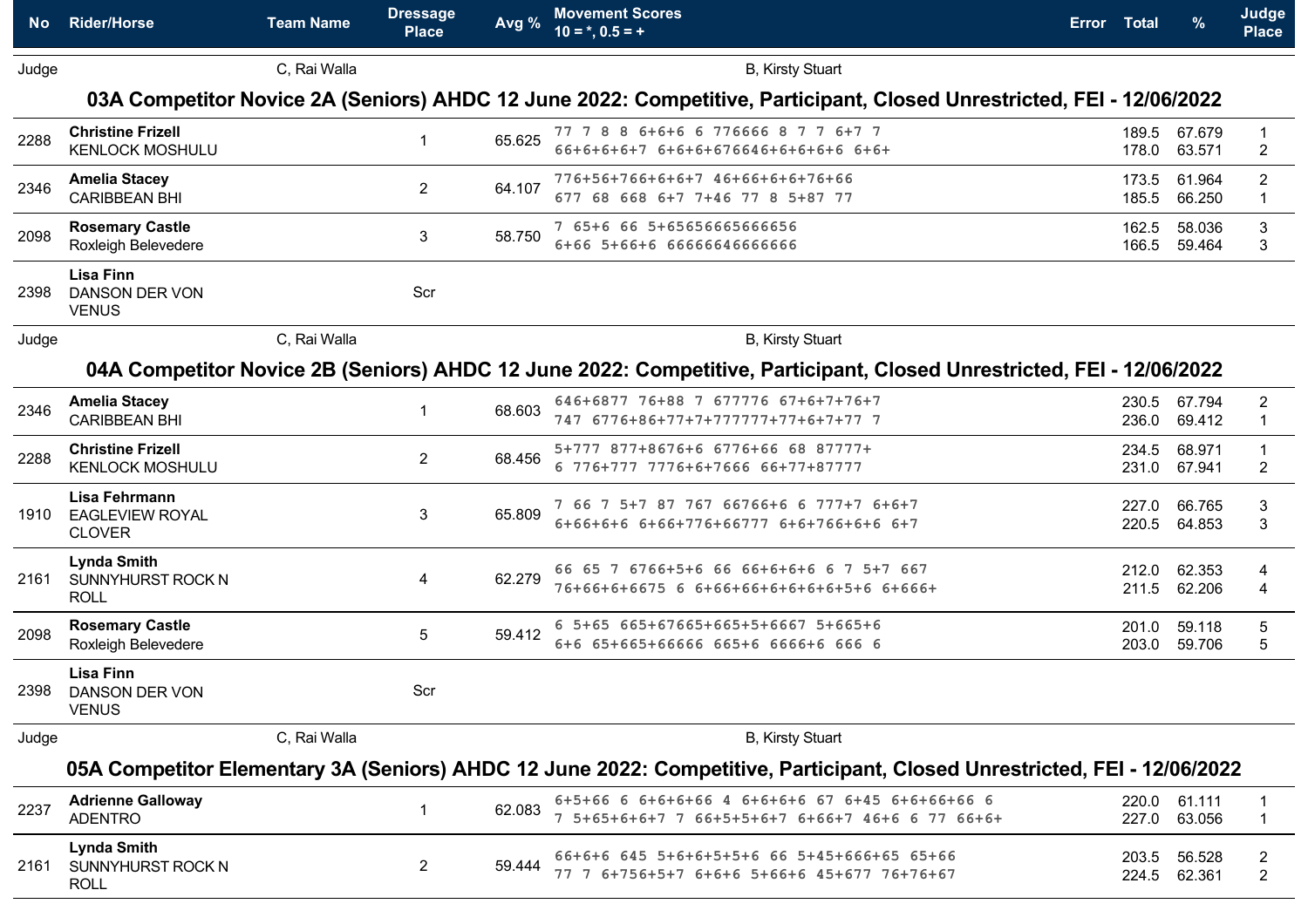| No | Rider/Horse | Team Name | Dressage Place | Avg % | Movement Scores 10 = *, 0.5 = + | Error | Total | % | Judge Place |
|---|---|---|---|---|---|---|---|---|---|
| Judge | | C, Rai Walla | | | B, Kirsty Stuart | | | | |

## 03A Competitor Novice 2A (Seniors) AHDC 12 June 2022: Competitive, Participant, Closed Unrestricted, FEI - 12/06/2022

| No | Rider/Horse | Team Name | Dressage Place | Avg % | Movement Scores | Error | Total | % | Judge Place |
|---|---|---|---|---|---|---|---|---|---|
| 2288 | **Christine Frizell** KENLOCK MOSHULU | | 1 | 65.625 | 77 7 8 8 6+6+6 6 776666 8 7 7 6+7 7<br>66+6+6+6+7 6+6+6+676646+6+6+6+6 6+6+ | | 189.5<br>178.0 | 67.679<br>63.571 | 1<br>2 |
| 2346 | **Amelia Stacey** CARIBBEAN BHI | | 2 | 64.107 | 776+56+766+6+6+7 46+66+6+6+76+66<br>677 68 668 6+7 7+46 77 8 5+87 77 | | 173.5<br>185.5 | 61.964<br>66.250 | 2<br>1 |
| 2098 | **Rosemary Castle** Roxleigh Belevedere | | 3 | 58.750 | 7 65+6 66 5+65656665666656<br>6+66 5+66+6 66666646666666 | | 162.5<br>166.5 | 58.036<br>59.464 | 3<br>3 |
| 2398 | **Lisa Finn** DANSON DER VON VENUS | | Scr | | | | | | |
| Judge | | C, Rai Walla | | | B, Kirsty Stuart | | | | |

## 04A Competitor Novice 2B (Seniors) AHDC 12 June 2022: Competitive, Participant, Closed Unrestricted, FEI - 12/06/2022

| No | Rider/Horse | Team Name | Dressage Place | Avg % | Movement Scores | Error | Total | % | Judge Place |
|---|---|---|---|---|---|---|---|---|---|
| 2346 | **Amelia Stacey** CARIBBEAN BHI | | 1 | 68.603 | 646+6877 76+88 7 677776 67+6+7+76+7<br>747 6776+86+77+7+777777+77+6+7+77 7 | | 230.5<br>236.0 | 67.794<br>69.412 | 2<br>1 |
| 2288 | **Christine Frizell** KENLOCK MOSHULU | | 2 | 68.456 | 5+777 877+8676+6 6776+66 68 87777+<br>6 776+777 7776+6+7666 66+77+87777 | | 234.5<br>231.0 | 68.971<br>67.941 | 1<br>2 |
| 1910 | **Lisa Fehrmann** EAGLEVIEW ROYAL CLOVER | | 3 | 65.809 | 7 66 7 5+7 87 767 66766+6 6 777+7 6+6+7<br>6+66+6+6 6+66+776+66777 6+6+766+6+6 6+7 | | 227.0<br>220.5 | 66.765<br>64.853 | 3<br>3 |
| 2161 | **Lynda Smith** SUNNYHURST ROCK N ROLL | | 4 | 62.279 | 66 65 7 6766+5+6 66 66+6+6+6 6 7 5+7 667<br>76+66+6+6675 6 6+66+66+6+6+6+6+5+6 6+666+ | | 212.0<br>211.5 | 62.353<br>62.206 | 4<br>4 |
| 2098 | **Rosemary Castle** Roxleigh Belevedere | | 5 | 59.412 | 6 5+65 665+67665+665+5+6667 5+665+6<br>6+6 65+665+66666 665+6 6666+6 666 6 | | 201.0<br>203.0 | 59.118<br>59.706 | 5<br>5 |
| 2398 | **Lisa Finn** DANSON DER VON VENUS | | Scr | | | | | | |
| Judge | | C, Rai Walla | | | B, Kirsty Stuart | | | | |

## 05A Competitor Elementary 3A (Seniors) AHDC 12 June 2022: Competitive, Participant, Closed Unrestricted, FEI - 12/06/2022

| No | Rider/Horse | Team Name | Dressage Place | Avg % | Movement Scores | Error | Total | % | Judge Place |
|---|---|---|---|---|---|---|---|---|---|
| 2237 | **Adrienne Galloway** ADENTRO | | 1 | 62.083 | 6+5+66 6 6+6+6+66 4 6+6+6+6 67 6+45 6+6+66+66 6<br>7 5+65+6+6+7 7 66+5+5+6+7 6 66+7 46+6 6 77 66+6+ | | 220.0<br>227.0 | 61.111<br>63.056 | 1<br>1 |
| 2161 | **Lynda Smith** SUNNYHURST ROCK N ROLL | | 2 | 59.444 | 66+6+6 645 5+6+6+5+5+6 66 5+45+666+65 65+66<br>77 7 6+756+5+7 6+6+6 5+66+6 45+677 76+76+67 | | 203.5<br>224.5 | 56.528<br>62.361 | 2<br>2 |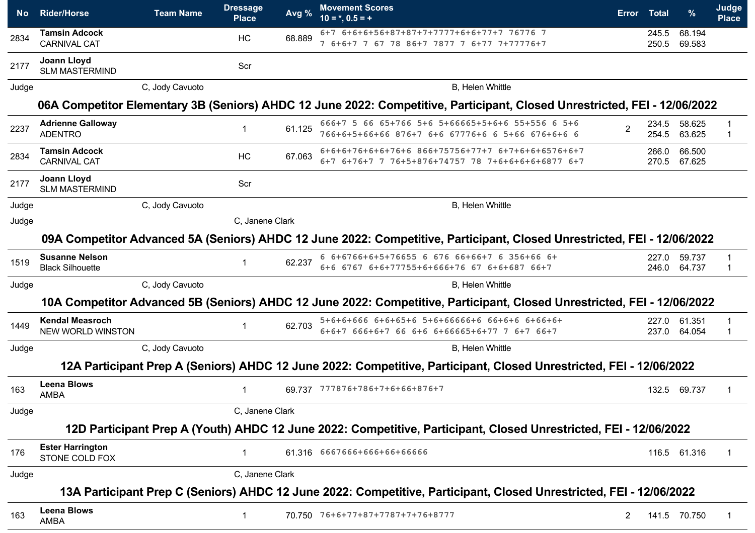| No | Rider/Horse | Team Name | Dressage Place | Avg % | Movement Scores 10 = *, 0.5 = + | Error | Total | % | Judge Place |
|---|---|---|---|---|---|---|---|---|---|
| 2834 | **Tamsin Adcock** CARNIVAL CAT | | HC | 68.889 | 6+7 6+6+6+56+87+87+7+7777+6+6+77+7 76776 7<br>7 6+6+7 7 67 78 86+7 7877 7 6+77 7+77776+7 | | 245.5<br>250.5 | 68.194<br>69.583 | |
| 2177 | **Joann Lloyd** SLM MASTERMIND | | Scr | | | | | | |
| Judge | | C, Jody Cavuoto | | | B, Helen Whittle | | | | |

## 06A Competitor Elementary 3B (Seniors) AHDC 12 June 2022: Competitive, Participant, Closed Unrestricted, FEI - 12/06/2022

| No | Rider/Horse | Team Name | Dressage Place | Avg % | Movement Scores 10 = *, 0.5 = + | Error | Total | % | Judge Place |
|---|---|---|---|---|---|---|---|---|---|
| 2237 | **Adrienne Galloway** ADENTRO | | 1 | 61.125 | 666+7 5 66 65+766 5+6 5+66665+5+6+6 55+556 6 5+6<br>766+6+5+66+66 876+7 6+6 67776+6 6 5+66 676+6+6 6 | 2 | 234.5<br>254.5 | 58.625<br>63.625 | 1<br>1 |
| 2834 | **Tamsin Adcock** CARNIVAL CAT | | HC | 67.063 | 6+6+6+76+6+6+76+6 866+75756+77+7 6+7+6+6+6576+6+7<br>6+7 6+76+7 7 76+5+876+74757 78 7+6+6+6+6877 6+7 | | 266.0<br>270.5 | 66.500<br>67.625 | |
| 2177 | **Joann Lloyd** SLM MASTERMIND | | Scr | | | | | | |
| Judge | | C, Jody Cavuoto | | | B, Helen Whittle | | | | |
| Judge | | | C, Janene Clark | | | | | | |

## 09A Competitor Advanced 5A (Seniors) AHDC 12 June 2022: Competitive, Participant, Closed Unrestricted, FEI - 12/06/2022

| No | Rider/Horse | Team Name | Dressage Place | Avg % | Movement Scores 10 = *, 0.5 = + | Error | Total | % | Judge Place |
|---|---|---|---|---|---|---|---|---|---|
| 1519 | **Susanne Nelson** Black Silhouette | | 1 | 62.237 | 6 6+6766+6+5+76655 6 676 66+66+7 6 356+66 6+<br>6+6 6767 6+6+77755+6+666+76 67 6+6+687 66+7 | | 227.0<br>246.0 | 59.737<br>64.737 | 1<br>1 |
| Judge | | C, Jody Cavuoto | | | B, Helen Whittle | | | | |

## 10A Competitor Advanced 5B (Seniors) AHDC 12 June 2022: Competitive, Participant, Closed Unrestricted, FEI - 12/06/2022

| No | Rider/Horse | Team Name | Dressage Place | Avg % | Movement Scores 10 = *, 0.5 = + | Error | Total | % | Judge Place |
|---|---|---|---|---|---|---|---|---|---|
| 1449 | **Kendal Measroch** NEW WORLD WINSTON | | 1 | 62.703 | 5+6+6+666 6+6+65+6 5+6+66666+6 66+6+6 6+66+6+<br>6+6+7 666+6+7 66 6+6 6+66665+6+77 7 6+7 66+7 | | 227.0<br>237.0 | 61.351<br>64.054 | 1<br>1 |
| Judge | | C, Jody Cavuoto | | | B, Helen Whittle | | | | |

## 12A Participant Prep A (Seniors) AHDC 12 June 2022: Competitive, Participant, Closed Unrestricted, FEI - 12/06/2022

| No | Rider/Horse | Team Name | Dressage Place | Avg % | Movement Scores 10 = *, 0.5 = + | Error | Total | % | Judge Place |
|---|---|---|---|---|---|---|---|---|---|
| 163 | **Leena Blows** AMBA | | 1 | 69.737 | 777876+786+7+6+66+876+7 | | 132.5 | 69.737 | 1 |
| Judge | | | C, Janene Clark | | | | | | |

## 12D Participant Prep A (Youth) AHDC 12 June 2022: Competitive, Participant, Closed Unrestricted, FEI - 12/06/2022

| No | Rider/Horse | Team Name | Dressage Place | Avg % | Movement Scores 10 = *, 0.5 = + | Error | Total | % | Judge Place |
|---|---|---|---|---|---|---|---|---|---|
| 176 | **Ester Harrington** STONE COLD FOX | | 1 | 61.316 | 6667666+666+66+66666 | | 116.5 | 61.316 | 1 |
| Judge | | | C, Janene Clark | | | | | | |

## 13A Participant Prep C (Seniors) AHDC 12 June 2022: Competitive, Participant, Closed Unrestricted, FEI - 12/06/2022

| No | Rider/Horse | Team Name | Dressage Place | Avg % | Movement Scores 10 = *, 0.5 = + | Error | Total | % | Judge Place |
|---|---|---|---|---|---|---|---|---|---|
| 163 | **Leena Blows** AMBA | | 1 | 70.750 | 76+6+77+87+7787+7+76+8777 | 2 | 141.5 | 70.750 | 1 |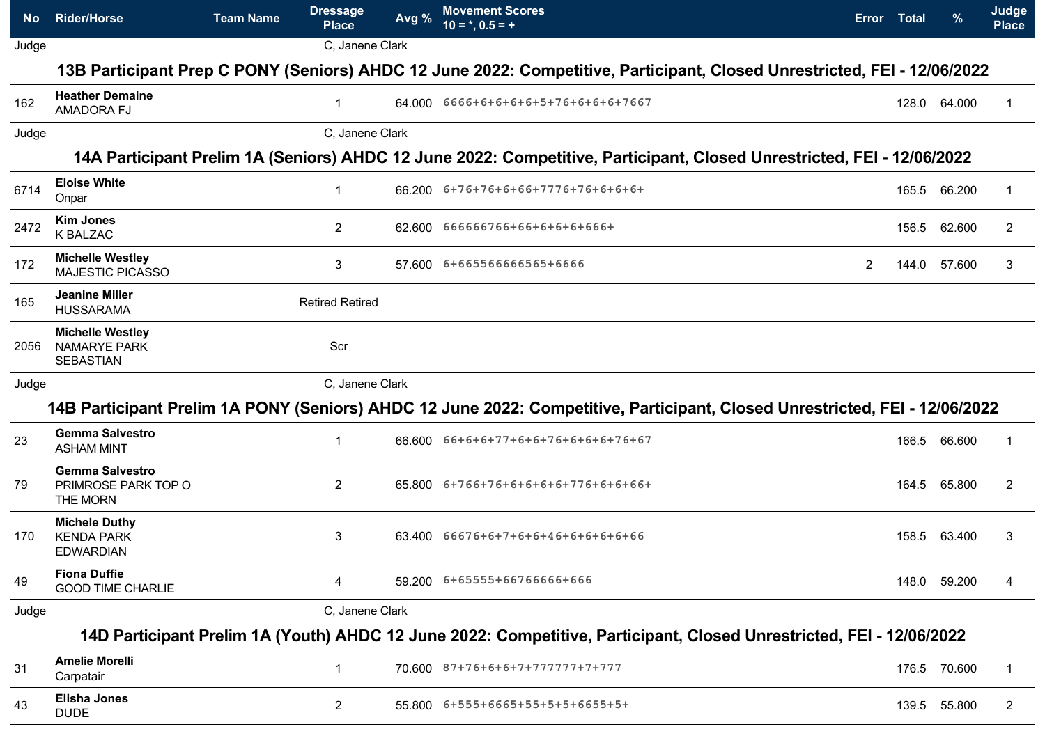| No | Rider/Horse | Team Name | Dressage Place | Avg % | Movement Scores 10 = *, 0.5 = + | Error | Total | % | Judge Place |
|---|---|---|---|---|---|---|---|---|---|
| Judge | | | C, Janene Clark | | | | | | |

## 13B Participant Prep C PONY (Seniors) AHDC 12 June 2022: Competitive, Participant, Closed Unrestricted, FEI - 12/06/2022

| No | Rider/Horse | Team Name | Dressage Place | Avg % | Movement Scores 10 = *, 0.5 = + | Error | Total | % | Judge Place |
|---|---|---|---|---|---|---|---|---|---|
| 162 | **Heather Demaine** AMADORA FJ | | 1 | 64.000 | 6666+6+6+6+6+5+76+6+6+6+7667 | | 128.0 | 64.000 | 1 |
| Judge | | | C, Janene Clark | | | | | | |

## 14A Participant Prelim 1A (Seniors) AHDC 12 June 2022: Competitive, Participant, Closed Unrestricted, FEI - 12/06/2022

| No | Rider/Horse | Team Name | Dressage Place | Avg % | Movement Scores 10 = *, 0.5 = + | Error | Total | % | Judge Place |
|---|---|---|---|---|---|---|---|---|---|
| 6714 | **Eloise White** Onpar | | 1 | 66.200 | 6+76+76+6+66+7776+76+6+6+6+ | | 165.5 | 66.200 | 1 |
| 2472 | **Kim Jones** K BALZAC | | 2 | 62.600 | 666666766+66+6+6+6+666+ | | 156.5 | 62.600 | 2 |
| 172 | **Michelle Westley** MAJESTIC PICASSO | | 3 | 57.600 | 6+665566666565+6666 | 2 | 144.0 | 57.600 | 3 |
| 165 | **Jeanine Miller** HUSSARAMA | | Retired Retired | | | | | | |
| 2056 | **Michelle Westley** NAMARYE PARK SEBASTIAN | | Scr | | | | | | |
| Judge | | | C, Janene Clark | | | | | | |

## 14B Participant Prelim 1A PONY (Seniors) AHDC 12 June 2022: Competitive, Participant, Closed Unrestricted, FEI - 12/06/2022

| No | Rider/Horse | Team Name | Dressage Place | Avg % | Movement Scores 10 = *, 0.5 = + | Error | Total | % | Judge Place |
|---|---|---|---|---|---|---|---|---|---|
| 23 | **Gemma Salvestro** ASHAM MINT | | 1 | 66.600 | 66+6+6+77+6+6+76+6+6+6+76+67 | | 166.5 | 66.600 | 1 |
| 79 | **Gemma Salvestro** PRIMROSE PARK TOP O THE MORN | | 2 | 65.800 | 6+766+76+6+6+6+6+776+6+6+66+ | | 164.5 | 65.800 | 2 |
| 170 | **Michele Duthy** KENDA PARK EDWARDIAN | | 3 | 63.400 | 66676+6+7+6+6+46+6+6+6+6+66 | | 158.5 | 63.400 | 3 |
| 49 | **Fiona Duffie** GOOD TIME CHARLIE | | 4 | 59.200 | 6+65555+66766666+666 | | 148.0 | 59.200 | 4 |
| Judge | | | C, Janene Clark | | | | | | |

## 14D Participant Prelim 1A (Youth) AHDC 12 June 2022: Competitive, Participant, Closed Unrestricted, FEI - 12/06/2022

| No | Rider/Horse | Team Name | Dressage Place | Avg % | Movement Scores 10 = *, 0.5 = + | Error | Total | % | Judge Place |
|---|---|---|---|---|---|---|---|---|---|
| 31 | **Amelie Morelli** Carpatair | | 1 | 70.600 | 87+76+6+6+7+777777+7+777 | | 176.5 | 70.600 | 1 |
| 43 | **Elisha Jones** DUDE | | 2 | 55.800 | 6+555+6665+55+5+5+6655+5+ | | 139.5 | 55.800 | 2 |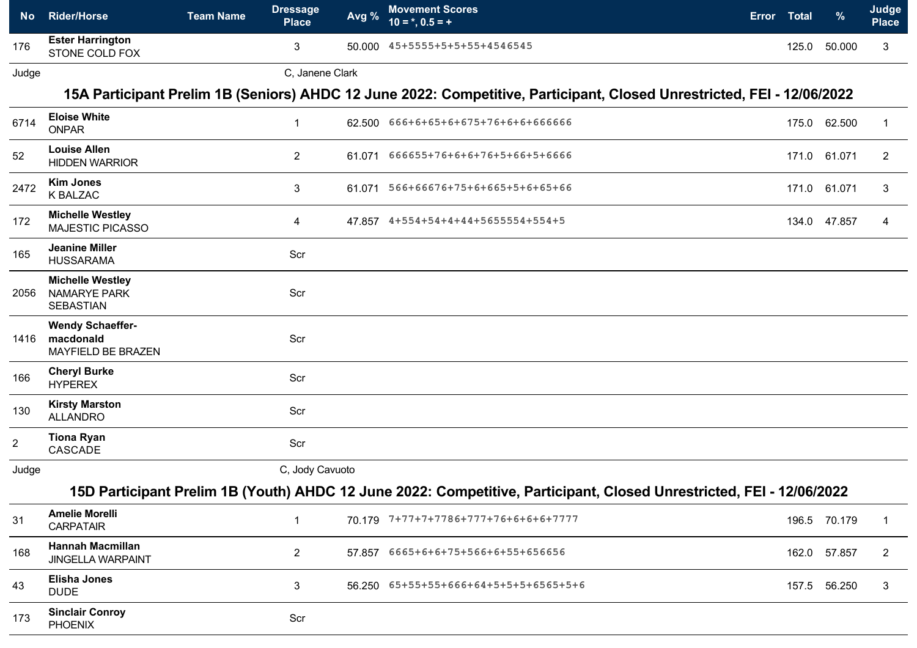| No | Rider/Horse | Team Name | Dressage Place | Avg % | Movement Scores 10 = *, 0.5 = + | Error | Total | % | Judge Place |
|---|---|---|---|---|---|---|---|---|---|
| 176 | **Ester Harrington** STONE COLD FOX | | 3 | 50.000 | 45+5555+5+5+55+4546545 | | 125.0 | 50.000 | 3 |

Judge C, Janene Clark

## 15A Participant Prelim 1B (Seniors) AHDC 12 June 2022: Competitive, Participant, Closed Unrestricted, FEI - 12/06/2022

| No | Rider/Horse | Team Name | Dressage Place | Avg % | Movement Scores 10 = *, 0.5 = + | Error | Total | % | Judge Place |
|---|---|---|---|---|---|---|---|---|---|
| 6714 | **Eloise White** ONPAR | | 1 | 62.500 | 666+6+65+6+675+76+6+6+666666 | | 175.0 | 62.500 | 1 |
| 52 | **Louise Allen** HIDDEN WARRIOR | | 2 | 61.071 | 666655+76+6+6+76+5+66+5+6666 | | 171.0 | 61.071 | 2 |
| 2472 | **Kim Jones** K BALZAC | | 3 | 61.071 | 566+66676+75+6+665+5+6+65+66 | | 171.0 | 61.071 | 3 |
| 172 | **Michelle Westley** MAJESTIC PICASSO | | 4 | 47.857 | 4+554+54+4+44+5655554+554+5 | | 134.0 | 47.857 | 4 |
| 165 | **Jeanine Miller** HUSSARAMA | | Scr | | | | | | |
| 2056 | **Michelle Westley** NAMARYE PARK SEBASTIAN | | Scr | | | | | | |
| 1416 | **Wendy Schaeffer-macdonald** MAYFIELD BE BRAZEN | | Scr | | | | | | |
| 166 | **Cheryl Burke** HYPEREX | | Scr | | | | | | |
| 130 | **Kirsty Marston** ALLANDRO | | Scr | | | | | | |
| 2 | **Tiona Ryan** CASCADE | | Scr | | | | | | |

Judge C, Jody Cavuoto

## 15D Participant Prelim 1B (Youth) AHDC 12 June 2022: Competitive, Participant, Closed Unrestricted, FEI - 12/06/2022

| No | Rider/Horse | Team Name | Dressage Place | Avg % | Movement Scores 10 = *, 0.5 = + | Error | Total | % | Judge Place |
|---|---|---|---|---|---|---|---|---|---|
| 31 | **Amelie Morelli** CARPATAIR | | 1 | 70.179 | 7+77+7+7786+777+76+6+6+6+7777 | | 196.5 | 70.179 | 1 |
| 168 | **Hannah Macmillan** JINGELLA WARPAINT | | 2 | 57.857 | 6665+6+6+75+566+6+55+656656 | | 162.0 | 57.857 | 2 |
| 43 | **Elisha Jones** DUDE | | 3 | 56.250 | 65+55+55+666+64+5+5+5+6565+5+6 | | 157.5 | 56.250 | 3 |
| 173 | **Sinclair Conroy** PHOENIX | | Scr | | | | | | |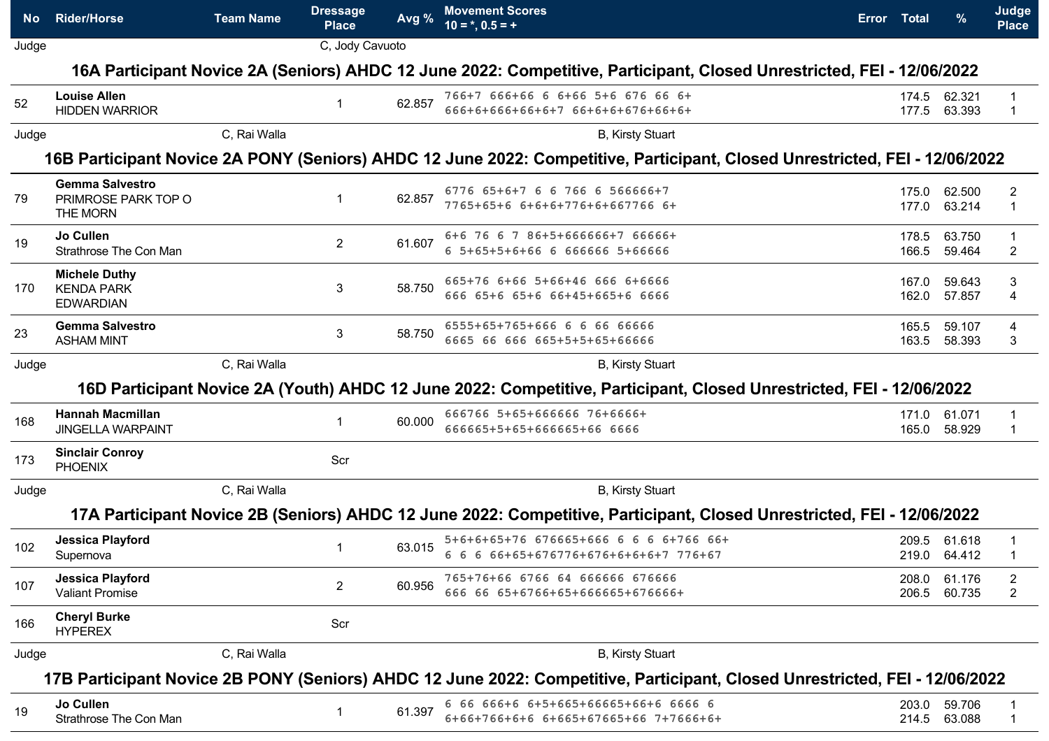| No | Rider/Horse | Team Name | Dressage Place | Avg % | Movement Scores 10 = *, 0.5 = + | Error | Total | % | Judge Place |
|---|---|---|---|---|---|---|---|---|---|
| Judge | | | C, Jody Cavuoto | | | | | | |

## 16A Participant Novice 2A (Seniors) AHDC 12 June 2022: Competitive, Participant, Closed Unrestricted, FEI - 12/06/2022

| No | Rider/Horse | Team Name | Dressage Place | Avg % | Movement Scores | Error | Total | % | Judge Place |
|---|---|---|---|---|---|---|---|---|---|
| 52 | **Louise Allen** HIDDEN WARRIOR | | 1 | 62.857 | 766+7 666+66 6 6+66 5+6 676 66 6+<br>666+6+666+66+6+7 66+6+6+676+66+6+ | | 174.5<br>177.5 | 62.321<br>63.393 | 1<br>1 |

Judge C, Rai Walla — B, Kirsty Stuart

## 16B Participant Novice 2A PONY (Seniors) AHDC 12 June 2022: Competitive, Participant, Closed Unrestricted, FEI - 12/06/2022

| No | Rider/Horse | Team Name | Dressage Place | Avg % | Movement Scores | Error | Total | % | Judge Place |
|---|---|---|---|---|---|---|---|---|---|
| 79 | **Gemma Salvestro** PRIMROSE PARK TOP O THE MORN | | 1 | 62.857 | 6776 65+6+7 6 6 766 6 566666+7<br>7765+65+6 6+6+6+776+6+667766 6+ | | 175.0<br>177.0 | 62.500<br>63.214 | 2<br>1 |
| 19 | **Jo Cullen** Strathrose The Con Man | | 2 | 61.607 | 6+6 76 6 7 86+5+666666+7 66666+<br>6 5+65+5+6+66 6 666666 5+66666 | | 178.5<br>166.5 | 63.750<br>59.464 | 1<br>2 |
| 170 | **Michele Duthy** KENDA PARK EDWARDIAN | | 3 | 58.750 | 665+76 6+66 5+66+46 666 6+6666<br>666 65+6 65+6 66+45+665+6 6666 | | 167.0<br>162.0 | 59.643<br>57.857 | 3<br>4 |
| 23 | **Gemma Salvestro** ASHAM MINT | | 3 | 58.750 | 6555+65+765+666 6 6 66 66666<br>6665 66 666 665+5+5+65+66666 | | 165.5<br>163.5 | 59.107<br>58.393 | 4<br>3 |

Judge C, Rai Walla — B, Kirsty Stuart

## 16D Participant Novice 2A (Youth) AHDC 12 June 2022: Competitive, Participant, Closed Unrestricted, FEI - 12/06/2022

| No | Rider/Horse | Team Name | Dressage Place | Avg % | Movement Scores | Error | Total | % | Judge Place |
|---|---|---|---|---|---|---|---|---|---|
| 168 | **Hannah Macmillan** JINGELLA WARPAINT | | 1 | 60.000 | 666766 5+65+666666 76+6666+<br>666665+5+65+666665+66 6666 | | 171.0<br>165.0 | 61.071<br>58.929 | 1<br>1 |
| 173 | **Sinclair Conroy** PHOENIX | | Scr | | | | | | |

Judge C, Rai Walla — B, Kirsty Stuart

## 17A Participant Novice 2B (Seniors) AHDC 12 June 2022: Competitive, Participant, Closed Unrestricted, FEI - 12/06/2022

| No | Rider/Horse | Team Name | Dressage Place | Avg % | Movement Scores | Error | Total | % | Judge Place |
|---|---|---|---|---|---|---|---|---|---|
| 102 | **Jessica Playford** Supernova | | 1 | 63.015 | 5+6+6+65+76 676665+666 6 6 6 6+766 66+<br>6 6 6 66+65+676776+676+6+6+6+7 776+67 | | 209.5<br>219.0 | 61.618<br>64.412 | 1<br>1 |
| 107 | **Jessica Playford** Valiant Promise | | 2 | 60.956 | 765+76+66 6766 64 666666 676666<br>666 66 65+6766+65+666665+676666+ | | 208.0<br>206.5 | 61.176<br>60.735 | 2<br>2 |
| 166 | **Cheryl Burke** HYPEREX | | Scr | | | | | | |

Judge C, Rai Walla — B, Kirsty Stuart

## 17B Participant Novice 2B PONY (Seniors) AHDC 12 June 2022: Competitive, Participant, Closed Unrestricted, FEI - 12/06/2022

| No | Rider/Horse | Team Name | Dressage Place | Avg % | Movement Scores | Error | Total | % | Judge Place |
|---|---|---|---|---|---|---|---|---|---|
| 19 | **Jo Cullen** Strathrose The Con Man | | 1 | 61.397 | 6 66 666+6 6+5+665+66665+66+6 6666 6<br>6+66+766+6+6 6+665+67665+66 7+7666+6+ | | 203.0<br>214.5 | 59.706<br>63.088 | 1<br>1 |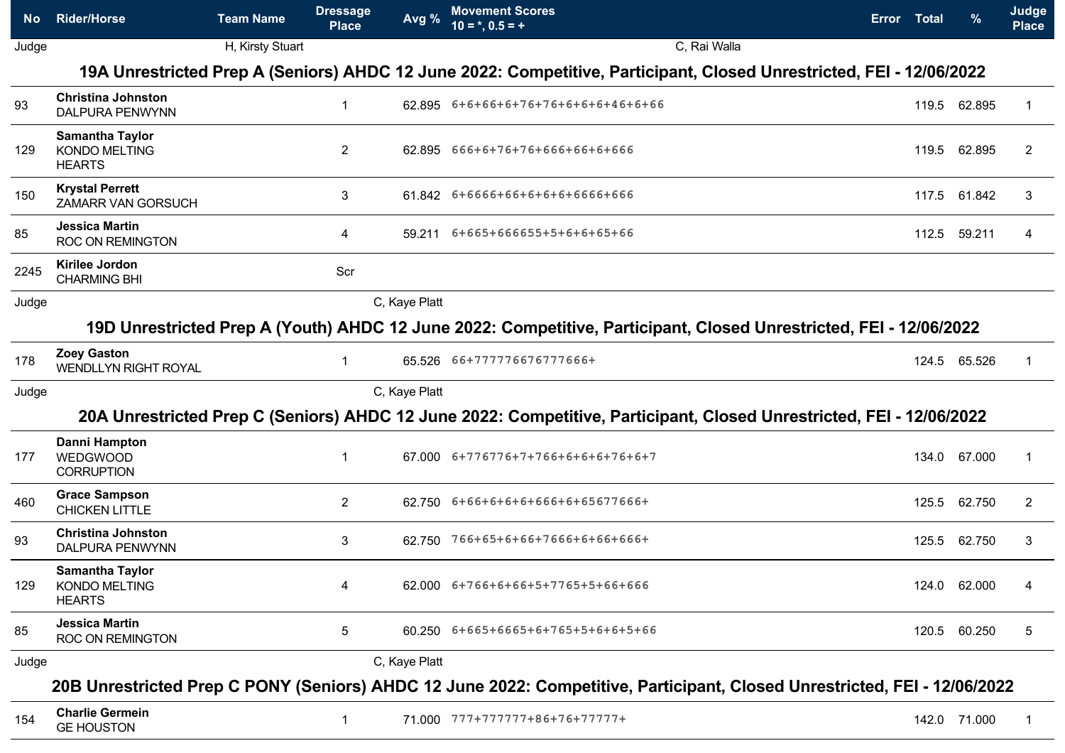| No | Rider/Horse | Team Name | Dressage Place | Avg % | Movement Scores 10 = *, 0.5 = + | Error | Total | % | Judge Place |
|---|---|---|---|---|---|---|---|---|---|
| Judge | | H, Kirsty Stuart | | | C, Rai Walla | | | | |

## 19A Unrestricted Prep A (Seniors) AHDC 12 June 2022: Competitive, Participant, Closed Unrestricted, FEI - 12/06/2022

| No | Rider/Horse | Team Name | Dressage Place | Avg % | Movement Scores | Error | Total | % | Judge Place |
|---|---|---|---|---|---|---|---|---|---|
| 93 | **Christina Johnston** DALPURA PENWYNN | | 1 | 62.895 | 6+6+66+6+76+76+6+6+6+46+6+66 | | 119.5 | 62.895 | 1 |
| 129 | **Samantha Taylor** KONDO MELTING HEARTS | | 2 | 62.895 | 666+6+76+76+666+66+6+666 | | 119.5 | 62.895 | 2 |
| 150 | **Krystal Perrett** ZAMARR VAN GORSUCH | | 3 | 61.842 | 6+6666+66+6+6+6+6666+666 | | 117.5 | 61.842 | 3 |
| 85 | **Jessica Martin** ROC ON REMINGTON | | 4 | 59.211 | 6+665+666655+5+6+6+65+66 | | 112.5 | 59.211 | 4 |
| 2245 | **Kirilee Jordon** CHARMING BHI | | Scr | | | | | | |
| Judge | | | | C, Kaye Platt | | | | | |

## 19D Unrestricted Prep A (Youth) AHDC 12 June 2022: Competitive, Participant, Closed Unrestricted, FEI - 12/06/2022

| No | Rider/Horse | Team Name | Dressage Place | Avg % | Movement Scores | Error | Total | % | Judge Place |
|---|---|---|---|---|---|---|---|---|---|
| 178 | **Zoey Gaston** WENDLLYN RIGHT ROYAL | | 1 | 65.526 | 66+777776676777666+ | | 124.5 | 65.526 | 1 |
| Judge | | | | C, Kaye Platt | | | | | |

## 20A Unrestricted Prep C (Seniors) AHDC 12 June 2022: Competitive, Participant, Closed Unrestricted, FEI - 12/06/2022

| No | Rider/Horse | Team Name | Dressage Place | Avg % | Movement Scores | Error | Total | % | Judge Place |
|---|---|---|---|---|---|---|---|---|---|
| 177 | **Danni Hampton** WEDGWOOD CORRUPTION | | 1 | 67.000 | 6+776776+7+766+6+6+6+76+6+7 | | 134.0 | 67.000 | 1 |
| 460 | **Grace Sampson** CHICKEN LITTLE | | 2 | 62.750 | 6+66+6+6+6+666+6+65677666+ | | 125.5 | 62.750 | 2 |
| 93 | **Christina Johnston** DALPURA PENWYNN | | 3 | 62.750 | 766+65+6+66+7666+6+66+666+ | | 125.5 | 62.750 | 3 |
| 129 | **Samantha Taylor** KONDO MELTING HEARTS | | 4 | 62.000 | 6+766+6+66+5+7765+5+66+666 | | 124.0 | 62.000 | 4 |
| 85 | **Jessica Martin** ROC ON REMINGTON | | 5 | 60.250 | 6+665+6665+6+765+5+6+6+5+66 | | 120.5 | 60.250 | 5 |
| Judge | | | | C, Kaye Platt | | | | | |

## 20B Unrestricted Prep C PONY (Seniors) AHDC 12 June 2022: Competitive, Participant, Closed Unrestricted, FEI - 12/06/2022

| No | Rider/Horse | Team Name | Dressage Place | Avg % | Movement Scores | Error | Total | % | Judge Place |
|---|---|---|---|---|---|---|---|---|---|
| 154 | **Charlie Germein** GE HOUSTON | | 1 | 71.000 | 777+777777+86+76+77777+ | | 142.0 | 71.000 | 1 |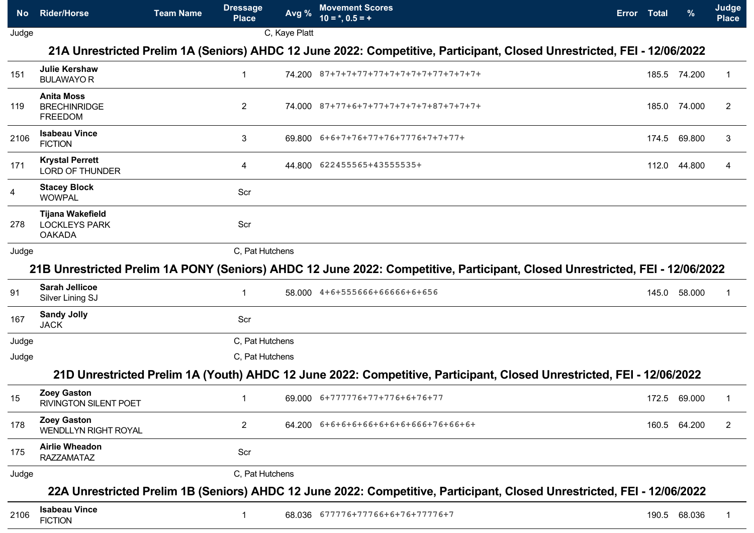| No | Rider/Horse | Team Name | Dressage Place | Avg % | Movement Scores 10 = *, 0.5 = + | Error | Total | % | Judge Place |
|---|---|---|---|---|---|---|---|---|---|
| Judge | | | C, Kaye Platt | | | | | | |

## 21A Unrestricted Prelim 1A (Seniors) AHDC 12 June 2022: Competitive, Participant, Closed Unrestricted, FEI - 12/06/2022

| No | Rider/Horse | Team Name | Dressage Place | Avg % | Movement Scores 10 = *, 0.5 = + | Error | Total | % | Judge Place |
|---|---|---|---|---|---|---|---|---|---|
| 151 | **Julie Kershaw** BULAWAYO R | | 1 | 74.200 | 87+7+7+77+77+7+7+7+7+77+7+7+7+ | | 185.5 | 74.200 | 1 |
| 119 | **Anita Moss** BRECHINRIDGE FREEDOM | | 2 | 74.000 | 87+77+6+7+77+7+7+7+7+87+7+7+7+ | | 185.0 | 74.000 | 2 |
| 2106 | **Isabeau Vince** FICTION | | 3 | 69.800 | 6+6+7+76+77+76+7776+7+7+77+ | | 174.5 | 69.800 | 3 |
| 171 | **Krystal Perrett** LORD OF THUNDER | | 4 | 44.800 | 622455565+43555535+ | | 112.0 | 44.800 | 4 |
| 4 | **Stacey Block** WOWPAL | | Scr | | | | | | |
| 278 | **Tijana Wakefield** LOCKLEYS PARK OAKADA | | Scr | | | | | | |
| Judge | | | C, Pat Hutchens | | | | | | |

## 21B Unrestricted Prelim 1A PONY (Seniors) AHDC 12 June 2022: Competitive, Participant, Closed Unrestricted, FEI - 12/06/2022

| No | Rider/Horse | Team Name | Dressage Place | Avg % | Movement Scores 10 = *, 0.5 = + | Error | Total | % | Judge Place |
|---|---|---|---|---|---|---|---|---|---|
| 91 | **Sarah Jellicoe** Silver Lining SJ | | 1 | 58.000 | 4+6+555666+66666+6+656 | | 145.0 | 58.000 | 1 |
| 167 | **Sandy Jolly** JACK | | Scr | | | | | | |
| Judge | | | C, Pat Hutchens | | | | | | |
| Judge | | | C, Pat Hutchens | | | | | | |

## 21D Unrestricted Prelim 1A (Youth) AHDC 12 June 2022: Competitive, Participant, Closed Unrestricted, FEI - 12/06/2022

| No | Rider/Horse | Team Name | Dressage Place | Avg % | Movement Scores 10 = *, 0.5 = + | Error | Total | % | Judge Place |
|---|---|---|---|---|---|---|---|---|---|
| 15 | **Zoey Gaston** RIVINGTON SILENT POET | | 1 | 69.000 | 6+777776+77+776+6+76+77 | | 172.5 | 69.000 | 1 |
| 178 | **Zoey Gaston** WENDLLYN RIGHT ROYAL | | 2 | 64.200 | 6+6+6+6+66+6+6+6+666+76+66+6+ | | 160.5 | 64.200 | 2 |
| 175 | **Airlie Wheadon** RAZZAMATAZ | | Scr | | | | | | |
| Judge | | | C, Pat Hutchens | | | | | | |

## 22A Unrestricted Prelim 1B (Seniors) AHDC 12 June 2022: Competitive, Participant, Closed Unrestricted, FEI - 12/06/2022

| No | Rider/Horse | Team Name | Dressage Place | Avg % | Movement Scores 10 = *, 0.5 = + | Error | Total | % | Judge Place |
|---|---|---|---|---|---|---|---|---|---|
| 2106 | **Isabeau Vince** FICTION | | 1 | 68.036 | 677776+77766+6+76+77776+7 | | 190.5 | 68.036 | 1 |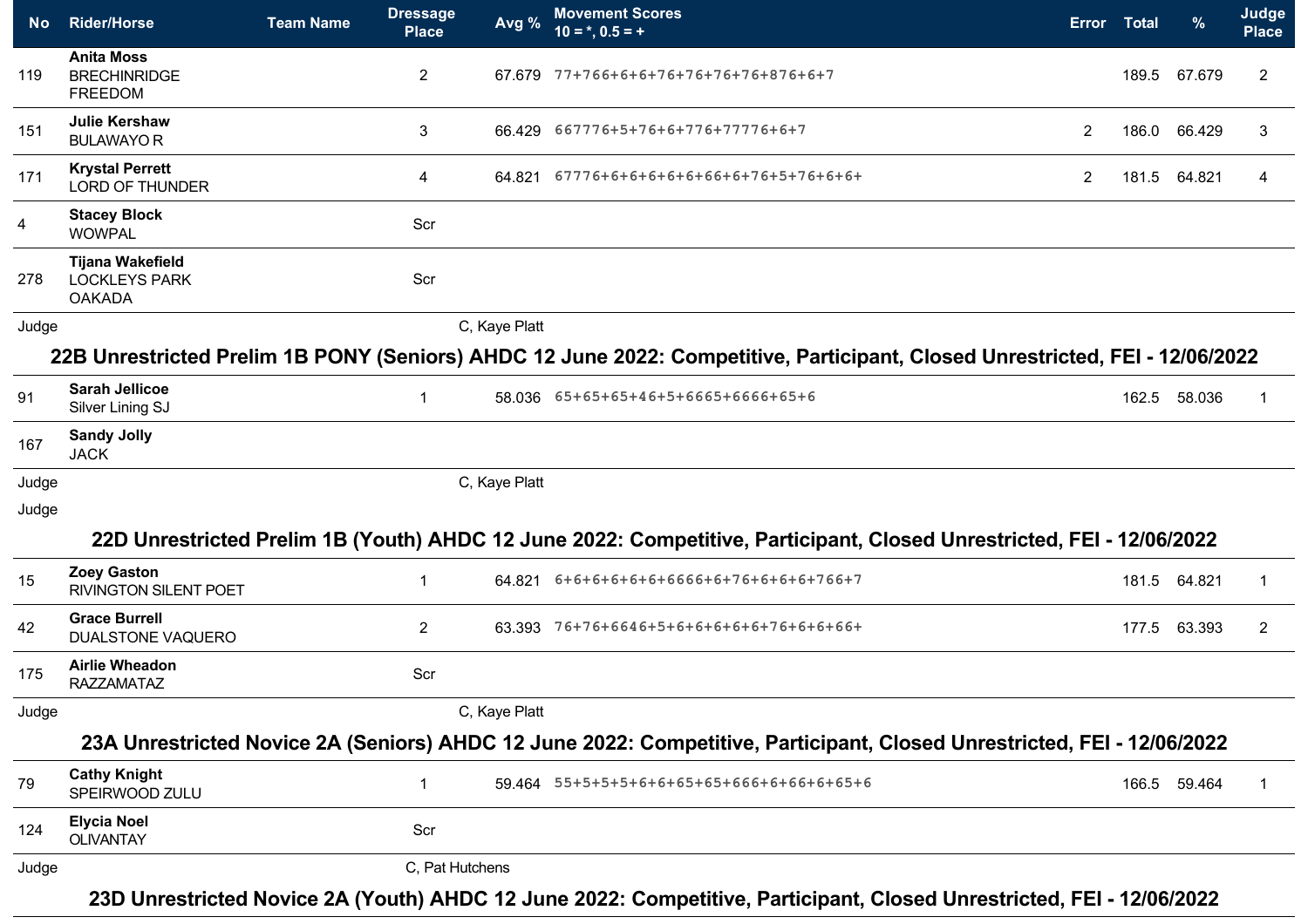| No | Rider/Horse | Team Name | Dressage Place | Avg % | Movement Scores 10 = *, 0.5 = + | Error | Total | % | Judge Place |
|---|---|---|---|---|---|---|---|---|---|
| 119 | **Anita Moss** BRECHINRIDGE FREEDOM | | 2 | 67.679 | 77+766+6+6+76+76+76+76+876+6+7 | | 189.5 | 67.679 | 2 |
| 151 | **Julie Kershaw** BULAWAYO R | | 3 | 66.429 | 667776+5+76+6+776+77776+6+7 | 2 | 186.0 | 66.429 | 3 |
| 171 | **Krystal Perrett** LORD OF THUNDER | | 4 | 64.821 | 67776+6+6+6+6+6+66+6+76+5+76+6+6+ | 2 | 181.5 | 64.821 | 4 |
| 4 | **Stacey Block** WOWPAL | | Scr | | | | | | |
| 278 | **Tijana Wakefield** LOCKLEYS PARK OAKADA | | Scr | | | | | | |

Judge C, Kaye Platt

## 22B Unrestricted Prelim 1B PONY (Seniors) AHDC 12 June 2022: Competitive, Participant, Closed Unrestricted, FEI - 12/06/2022

| No | Rider/Horse | Team Name | Dressage Place | Avg % | Movement Scores 10 = *, 0.5 = + | Error | Total | % | Judge Place |
|---|---|---|---|---|---|---|---|---|---|
| 91 | **Sarah Jellicoe** Silver Lining SJ | | 1 | 58.036 | 65+65+65+46+5+6665+6666+65+6 | | 162.5 | 58.036 | 1 |
| 167 | **Sandy Jolly** JACK | | | | | | | | |

Judge C, Kaye Platt

Judge

## 22D Unrestricted Prelim 1B (Youth) AHDC 12 June 2022: Competitive, Participant, Closed Unrestricted, FEI - 12/06/2022

| No | Rider/Horse | Team Name | Dressage Place | Avg % | Movement Scores 10 = *, 0.5 = + | Error | Total | % | Judge Place |
|---|---|---|---|---|---|---|---|---|---|
| 15 | **Zoey Gaston** RIVINGTON SILENT POET | | 1 | 64.821 | 6+6+6+6+6+6+6666+6+76+6+6+6+766+7 | | 181.5 | 64.821 | 1 |
| 42 | **Grace Burrell** DUALSTONE VAQUERO | | 2 | 63.393 | 76+76+6646+5+6+6+6+6+6+76+6+6+66+ | | 177.5 | 63.393 | 2 |
| 175 | **Airlie Wheadon** RAZZAMATAZ | | Scr | | | | | | |

Judge C, Kaye Platt

## 23A Unrestricted Novice 2A (Seniors) AHDC 12 June 2022: Competitive, Participant, Closed Unrestricted, FEI - 12/06/2022

| No | Rider/Horse | Team Name | Dressage Place | Avg % | Movement Scores 10 = *, 0.5 = + | Error | Total | % | Judge Place |
|---|---|---|---|---|---|---|---|---|---|
| 79 | **Cathy Knight** SPEIRWOOD ZULU | | 1 | 59.464 | 55+5+5+5+6+6+65+65+666+6+66+6+65+6 | | 166.5 | 59.464 | 1 |
| 124 | **Elycia Noel** OLIVANTAY | | Scr | | | | | | |

Judge C, Pat Hutchens

## 23D Unrestricted Novice 2A (Youth) AHDC 12 June 2022: Competitive, Participant, Closed Unrestricted, FEI - 12/06/2022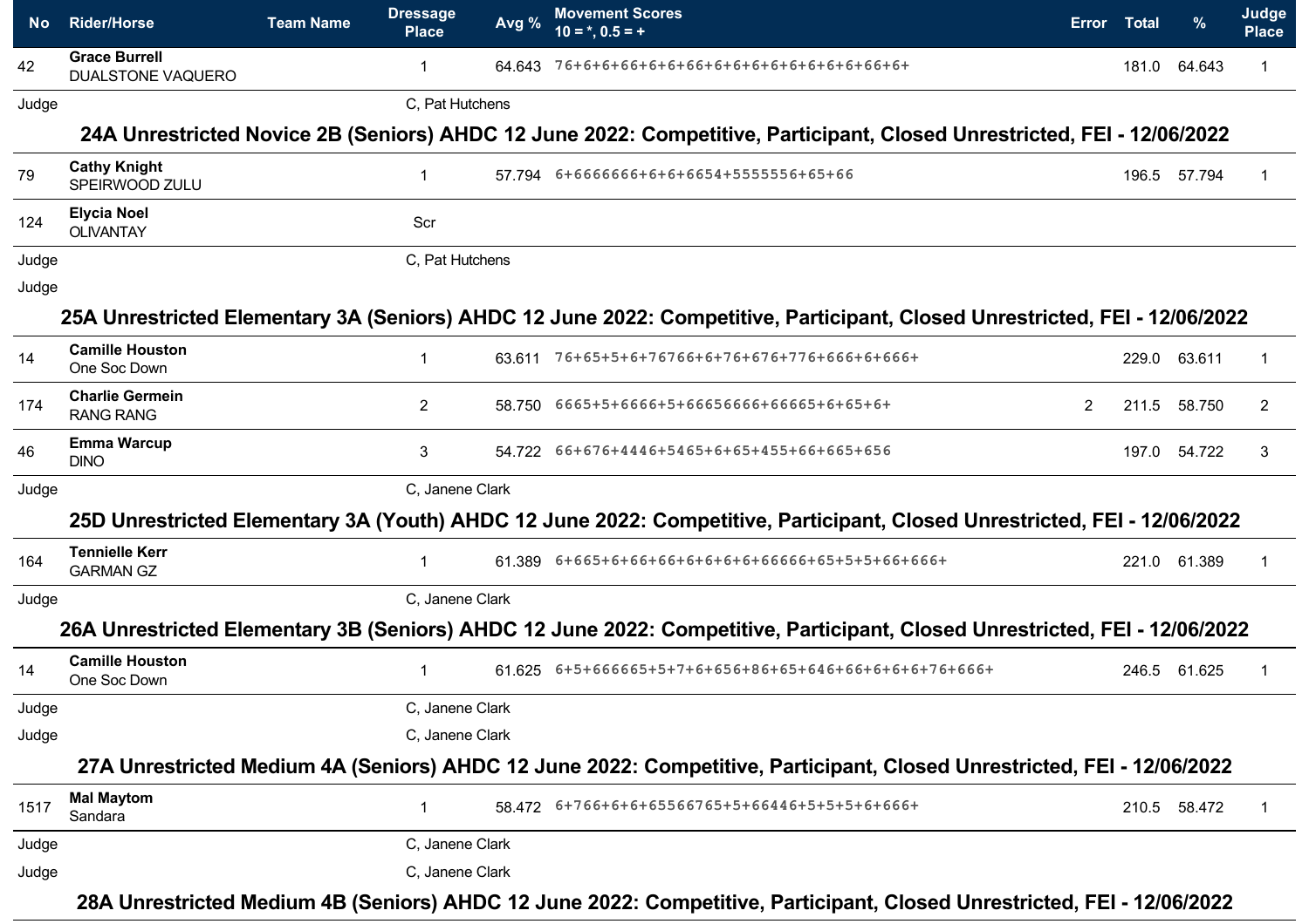| No | Rider/Horse | Team Name | Dressage Place | Avg % | Movement Scores 10 = *, 0.5 = + | Error | Total | % | Judge Place |
|---|---|---|---|---|---|---|---|---|---|
| 42 | **Grace Burrell** DUALSTONE VAQUERO | | 1 | 64.643 | 76+6+6+66+6+6+66+6+6+6+6+6+6+6+6+66+6+ | | 181.0 | 64.643 | 1 |
| Judge | | | C, Pat Hutchens | | | | | | |

## 24A Unrestricted Novice 2B (Seniors) AHDC 12 June 2022: Competitive, Participant, Closed Unrestricted, FEI - 12/06/2022

| No | Rider/Horse | Team Name | Dressage Place | Avg % | Movement Scores | Error | Total | % | Judge Place |
|---|---|---|---|---|---|---|---|---|---|
| 79 | **Cathy Knight** SPEIRWOOD ZULU | | 1 | 57.794 | 6+6666666+6+6+6654+5555556+65+66 | | 196.5 | 57.794 | 1 |
| 124 | **Elycia Noel** OLIVANTAY | | Scr | | | | | | |
| Judge | | | C, Pat Hutchens | | | | | | |
| Judge | | | | | | | | | |

## 25A Unrestricted Elementary 3A (Seniors) AHDC 12 June 2022: Competitive, Participant, Closed Unrestricted, FEI - 12/06/2022

| No | Rider/Horse | Team Name | Dressage Place | Avg % | Movement Scores | Error | Total | % | Judge Place |
|---|---|---|---|---|---|---|---|---|---|
| 14 | **Camille Houston** One Soc Down | | 1 | 63.611 | 76+65+5+6+76766+6+76+676+776+666+6+666+ | | 229.0 | 63.611 | 1 |
| 174 | **Charlie Germein** RANG RANG | | 2 | 58.750 | 6665+5+6666+5+66656666+66665+6+65+6+ | 2 | 211.5 | 58.750 | 2 |
| 46 | **Emma Warcup** DINO | | 3 | 54.722 | 66+676+4446+5465+6+65+455+66+665+656 | | 197.0 | 54.722 | 3 |
| Judge | | | C, Janene Clark | | | | | | |

## 25D Unrestricted Elementary 3A (Youth) AHDC 12 June 2022: Competitive, Participant, Closed Unrestricted, FEI - 12/06/2022

| No | Rider/Horse | Team Name | Dressage Place | Avg % | Movement Scores | Error | Total | % | Judge Place |
|---|---|---|---|---|---|---|---|---|---|
| 164 | **Tennielle Kerr** GARMAN GZ | | 1 | 61.389 | 6+665+6+66+66+6+6+6+6+66666+65+5+5+66+666+ | | 221.0 | 61.389 | 1 |
| Judge | | | C, Janene Clark | | | | | | |

## 26A Unrestricted Elementary 3B (Seniors) AHDC 12 June 2022: Competitive, Participant, Closed Unrestricted, FEI - 12/06/2022

| No | Rider/Horse | Team Name | Dressage Place | Avg % | Movement Scores | Error | Total | % | Judge Place |
|---|---|---|---|---|---|---|---|---|---|
| 14 | **Camille Houston** One Soc Down | | 1 | 61.625 | 6+5+666665+5+7+6+656+86+65+646+66+6+6+6+76+666+ | | 246.5 | 61.625 | 1 |
| Judge | | | C, Janene Clark | | | | | | |
| Judge | | | C, Janene Clark | | | | | | |

## 27A Unrestricted Medium 4A (Seniors) AHDC 12 June 2022: Competitive, Participant, Closed Unrestricted, FEI - 12/06/2022

| No | Rider/Horse | Team Name | Dressage Place | Avg % | Movement Scores | Error | Total | % | Judge Place |
|---|---|---|---|---|---|---|---|---|---|
| 1517 | **Mal Maytom** Sandara | | 1 | 58.472 | 6+766+6+6+65566765+5+66446+5+5+5+6+666+ | | 210.5 | 58.472 | 1 |
| Judge | | | C, Janene Clark | | | | | | |
| Judge | | | C, Janene Clark | | | | | | |

## 28A Unrestricted Medium 4B (Seniors) AHDC 12 June 2022: Competitive, Participant, Closed Unrestricted, FEI - 12/06/2022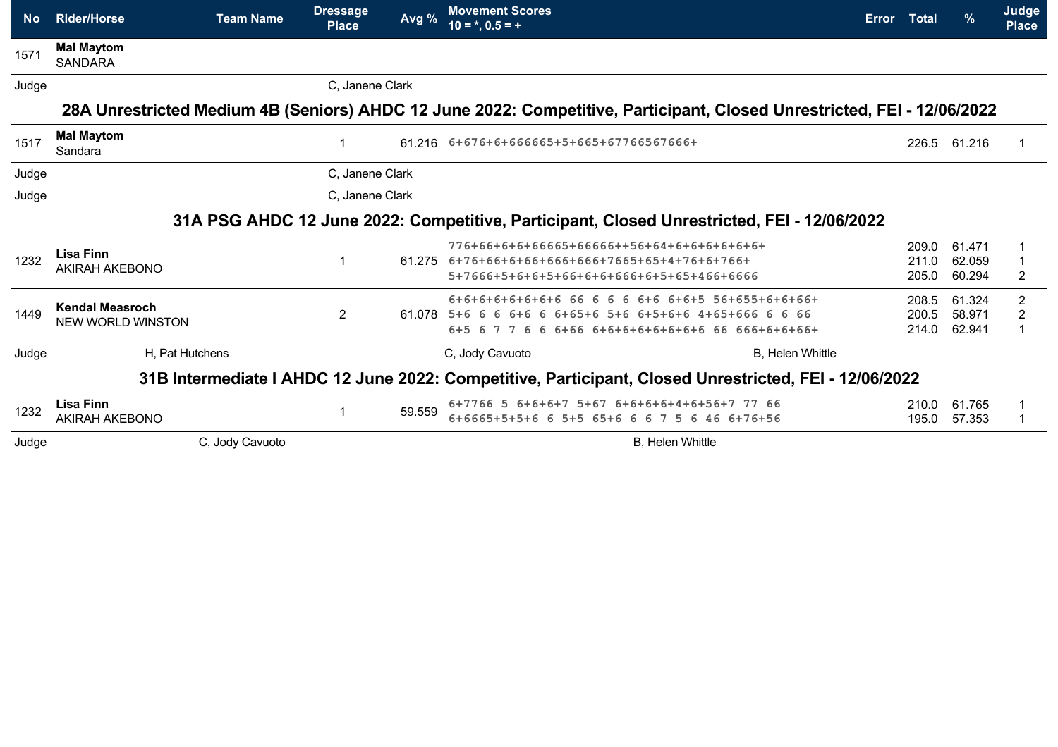| No | Rider/Horse | Team Name | Dressage Place | Avg % | Movement Scores 10 = *, 0.5 = + | Error | Total | % | Judge Place |
|---|---|---|---|---|---|---|---|---|---|
| 1571 | **Mal Maytom** SANDARA | | | | | | | | |

Judge C, Janene Clark

## 28A Unrestricted Medium 4B (Seniors) AHDC 12 June 2022: Competitive, Participant, Closed Unrestricted, FEI - 12/06/2022

| No | Rider/Horse | Team Name | Dressage Place | Avg % | Movement Scores | Error | Total | % | Judge Place |
|---|---|---|---|---|---|---|---|---|---|
| 1517 | **Mal Maytom** Sandara | | 1 | 61.216 | 6+676+6+666665+5+665+67766567666+ | | 226.5 | 61.216 | 1 |

Judge C, Janene Clark

Judge C, Janene Clark

## 31A PSG AHDC 12 June 2022: Competitive, Participant, Closed Unrestricted, FEI - 12/06/2022

| No | Rider/Horse | Team Name | Dressage Place | Avg % | Movement Scores | Error | Total | % | Judge Place |
|---|---|---|---|---|---|---|---|---|---|
| 1232 | **Lisa Finn** AKIRAH AKEBONO | | 1 | 61.275 | 776+66+6+6+66665+66666++56+64+6+6+6+6+6+6+ | | 209.0 | 61.471 | 1 |
| | | | | | 6+76+66+6+66+666+666+7665+65+4+76+6+766+ | | 211.0 | 62.059 | 1 |
| | | | | | 5+7666+5+6+6+5+66+6+6+666+6+5+65+466+6666 | | 205.0 | 60.294 | 2 |
| 1449 | **Kendal Measroch** NEW WORLD WINSTON | | 2 | 61.078 | 6+6+6+6+6+6+6+6 66 6 6 6 6+6 6+6+5 56+655+6+6+66+ | | 208.5 | 61.324 | 2 |
| | | | | | 5+6 6 6 6+6 6 6+65+6 5+6 6+5+6+6 4+65+666 6 6 66 | | 200.5 | 58.971 | 2 |
| | | | | | 6+5 6 7 7 6 6 6+66 6+6+6+6+6+6+6+6 66 666+6+6+66+ | | 214.0 | 62.941 | 1 |

Judge H, Pat Hutchens C, Jody Cavuoto B, Helen Whittle

## 31B Intermediate I AHDC 12 June 2022: Competitive, Participant, Closed Unrestricted, FEI - 12/06/2022

| No | Rider/Horse | Team Name | Dressage Place | Avg % | Movement Scores | Error | Total | % | Judge Place |
|---|---|---|---|---|---|---|---|---|---|
| 1232 | **Lisa Finn** AKIRAH AKEBONO | | 1 | 59.559 | 6+7766 5 6+6+6+7 5+67 6+6+6+6+4+6+56+7 77 66 | | 210.0 | 61.765 | 1 |
| | | | | | 6+6665+5+5+6 6 5+5 65+6 6 6 7 5 6 46 6+76+56 | | 195.0 | 57.353 | 1 |

Judge C, Jody Cavuoto B, Helen Whittle